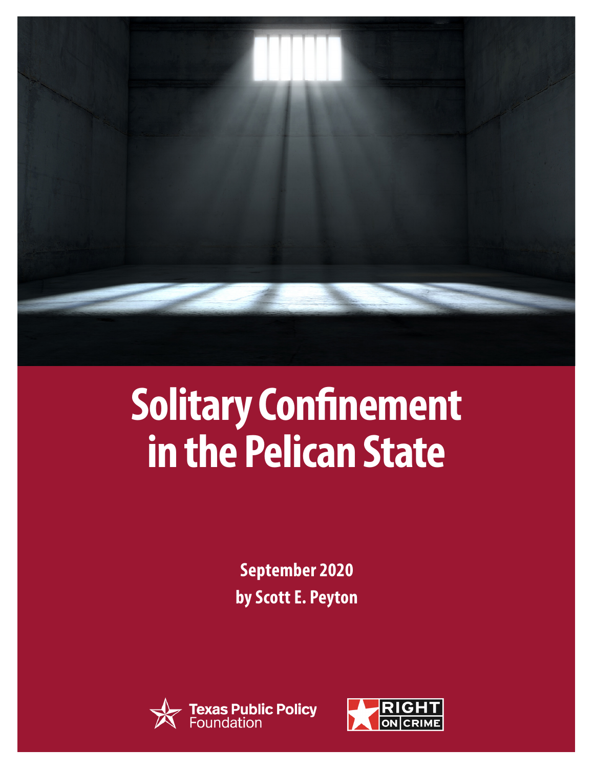# Solitary Confinement in the Pelican State

**September 2020**

**by Scott E. Peyton**

Texas Public Policy Foundation

RIGHT ON CRIME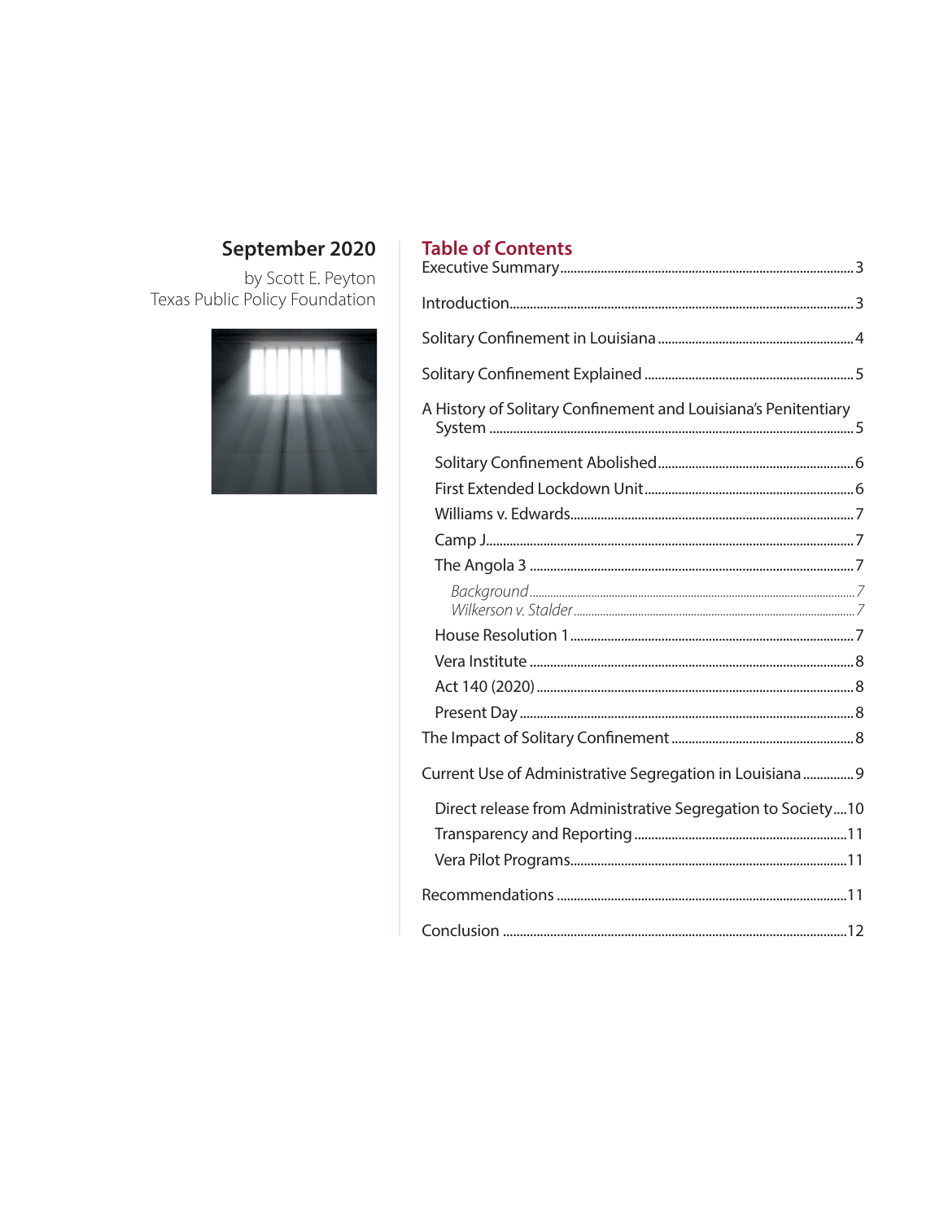**September 2020**

by Scott E. Peyton
Texas Public Policy Foundation

## Table of Contents

- Executive Summary .......... 3
- Introduction .......... 3
- Solitary Confinement in Louisiana .......... 4
- Solitary Confinement Explained .......... 5
- A History of Solitary Confinement and Louisiana's Penitentiary System .......... 5
  - Solitary Confinement Abolished .......... 6
  - First Extended Lockdown Unit .......... 6
  - Williams v. Edwards .......... 7
  - Camp J .......... 7
  - The Angola 3 .......... 7
    - *Background* .......... 7
    - *Wilkerson v. Stalder* .......... 7
  - House Resolution 1 .......... 7
  - Vera Institute .......... 8
  - Act 140 (2020) .......... 8
  - Present Day .......... 8
- The Impact of Solitary Confinement .......... 8
- Current Use of Administrative Segregation in Louisiana .......... 9
  - Direct release from Administrative Segregation to Society .......... 10
  - Transparency and Reporting .......... 11
  - Vera Pilot Programs .......... 11
- Recommendations .......... 11
- Conclusion .......... 12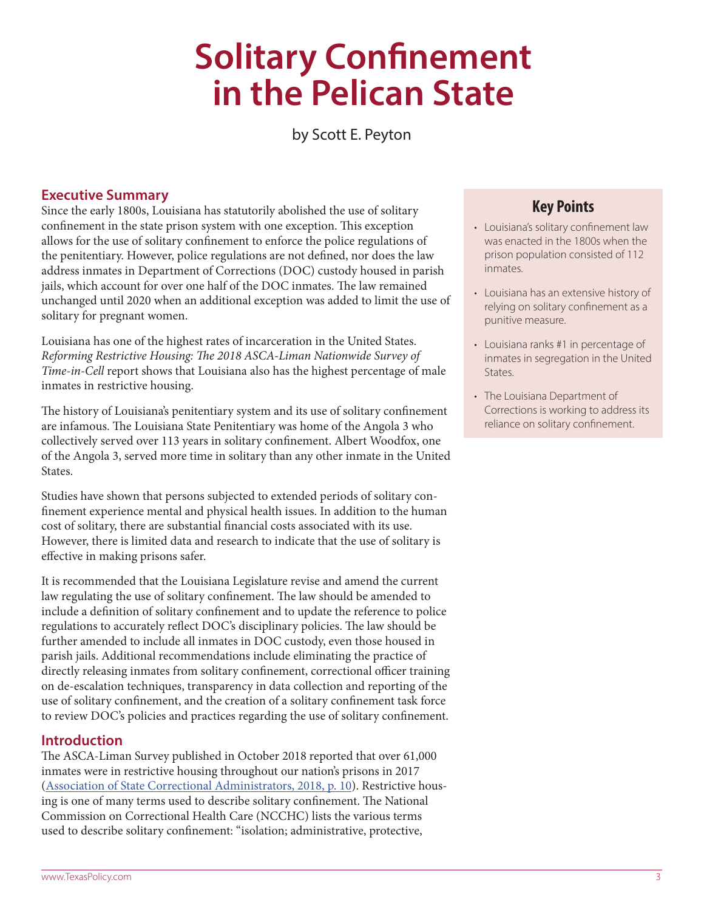# Solitary Confinement in the Pelican State

by Scott E. Peyton

## Executive Summary

Since the early 1800s, Louisiana has statutorily abolished the use of solitary confinement in the state prison system with one exception. This exception allows for the use of solitary confinement to enforce the police regulations of the penitentiary. However, police regulations are not defined, nor does the law address inmates in Department of Corrections (DOC) custody housed in parish jails, which account for over one half of the DOC inmates. The law remained unchanged until 2020 when an additional exception was added to limit the use of solitary for pregnant women.

Louisiana has one of the highest rates of incarceration in the United States. *Reforming Restrictive Housing: The 2018 ASCA-Liman Nationwide Survey of Time-in-Cell* report shows that Louisiana also has the highest percentage of male inmates in restrictive housing.

The history of Louisiana's penitentiary system and its use of solitary confinement are infamous. The Louisiana State Penitentiary was home of the Angola 3 who collectively served over 113 years in solitary confinement. Albert Woodfox, one of the Angola 3, served more time in solitary than any other inmate in the United States.

Studies have shown that persons subjected to extended periods of solitary confinement experience mental and physical health issues. In addition to the human cost of solitary, there are substantial financial costs associated with its use. However, there is limited data and research to indicate that the use of solitary is effective in making prisons safer.

It is recommended that the Louisiana Legislature revise and amend the current law regulating the use of solitary confinement. The law should be amended to include a definition of solitary confinement and to update the reference to police regulations to accurately reflect DOC's disciplinary policies. The law should be further amended to include all inmates in DOC custody, even those housed in parish jails. Additional recommendations include eliminating the practice of directly releasing inmates from solitary confinement, correctional officer training on de-escalation techniques, transparency in data collection and reporting of the use of solitary confinement, and the creation of a solitary confinement task force to review DOC's policies and practices regarding the use of solitary confinement.

## Key Points

- Louisiana's solitary confinement law was enacted in the 1800s when the prison population consisted of 112 inmates.
- Louisiana has an extensive history of relying on solitary confinement as a punitive measure.
- Louisiana ranks #1 in percentage of inmates in segregation in the United States.
- The Louisiana Department of Corrections is working to address its reliance on solitary confinement.

## Introduction

The ASCA-Liman Survey published in October 2018 reported that over 61,000 inmates were in restrictive housing throughout our nation's prisons in 2017 (Association of State Correctional Administrators, 2018, p. 10). Restrictive housing is one of many terms used to describe solitary confinement. The National Commission on Correctional Health Care (NCCHC) lists the various terms used to describe solitary confinement: "isolation; administrative, protective,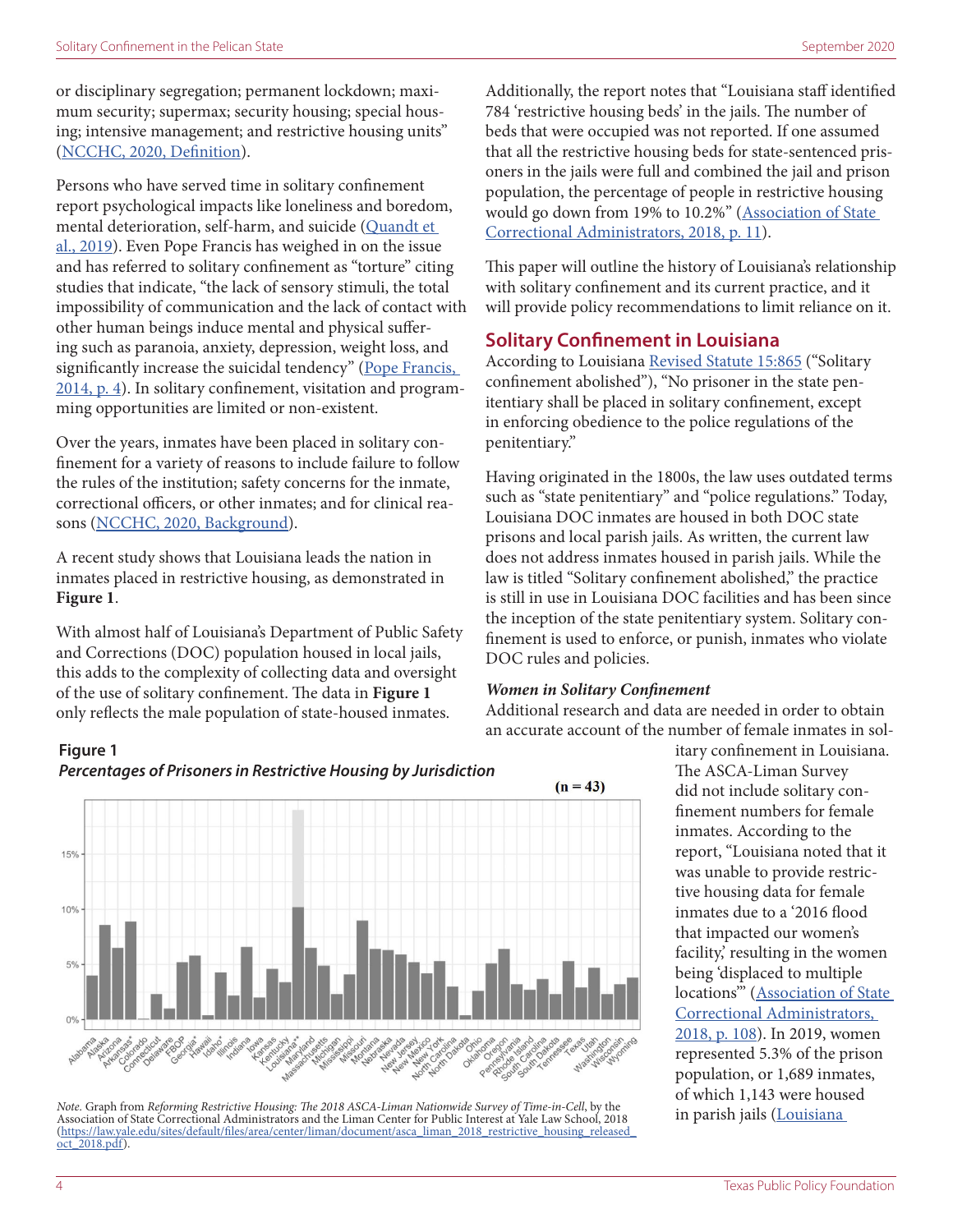or disciplinary segregation; permanent lockdown; maximum security; supermax; security housing; special housing; intensive management; and restrictive housing units" (NCCHC, 2020, Definition).

Persons who have served time in solitary confinement report psychological impacts like loneliness and boredom, mental deterioration, self-harm, and suicide (Quandt et al., 2019). Even Pope Francis has weighed in on the issue and has referred to solitary confinement as "torture" citing studies that indicate, "the lack of sensory stimuli, the total impossibility of communication and the lack of contact with other human beings induce mental and physical suffering such as paranoia, anxiety, depression, weight loss, and significantly increase the suicidal tendency" (Pope Francis, 2014, p. 4). In solitary confinement, visitation and programming opportunities are limited or non-existent.

Over the years, inmates have been placed in solitary confinement for a variety of reasons to include failure to follow the rules of the institution; safety concerns for the inmate, correctional officers, or other inmates; and for clinical reasons (NCCHC, 2020, Background).

A recent study shows that Louisiana leads the nation in inmates placed in restrictive housing, as demonstrated in **Figure 1**.

With almost half of Louisiana's Department of Public Safety and Corrections (DOC) population housed in local jails, this adds to the complexity of collecting data and oversight of the use of solitary confinement. The data in **Figure 1** only reflects the male population of state-housed inmates.

**Figure 1**
***Percentages of Prisoners in Restrictive Housing by Jurisdiction***

*Note.* Graph from *Reforming Restrictive Housing: The 2018 ASCA-Liman Nationwide Survey of Time-in-Cell*, by the Association of State Correctional Administrators and the Liman Center for Public Interest at Yale Law School, 2018 (https://law.yale.edu/sites/default/files/area/center/liman/document/asca_liman_2018_restrictive_housing_released_oct_2018.pdf).

Additionally, the report notes that "Louisiana staff identified 784 'restrictive housing beds' in the jails. The number of beds that were occupied was not reported. If one assumed that all the restrictive housing beds for state-sentenced prisoners in the jails were full and combined the jail and prison population, the percentage of people in restrictive housing would go down from 19% to 10.2%" (Association of State Correctional Administrators, 2018, p. 11).

This paper will outline the history of Louisiana's relationship with solitary confinement and its current practice, and it will provide policy recommendations to limit reliance on it.

## Solitary Confinement in Louisiana

According to Louisiana Revised Statute 15:865 ("Solitary confinement abolished"), "No prisoner in the state penitentiary shall be placed in solitary confinement, except in enforcing obedience to the police regulations of the penitentiary."

Having originated in the 1800s, the law uses outdated terms such as "state penitentiary" and "police regulations." Today, Louisiana DOC inmates are housed in both DOC state prisons and local parish jails. As written, the current law does not address inmates housed in parish jails. While the law is titled "Solitary confinement abolished," the practice is still in use in Louisiana DOC facilities and has been since the inception of the state penitentiary system. Solitary confinement is used to enforce, or punish, inmates who violate DOC rules and policies.

### *Women in Solitary Confinement*

Additional research and data are needed in order to obtain an accurate account of the number of female inmates in solitary confinement in Louisiana. The ASCA-Liman Survey did not include solitary confinement numbers for female inmates. According to the report, "Louisiana noted that it was unable to provide restrictive housing data for female inmates due to a '2016 flood that impacted our women's facility,' resulting in the women being 'displaced to multiple locations'" (Association of State Correctional Administrators, 2018, p. 108). In 2019, women represented 5.3% of the prison population, or 1,689 inmates, of which 1,143 were housed in parish jails (Louisiana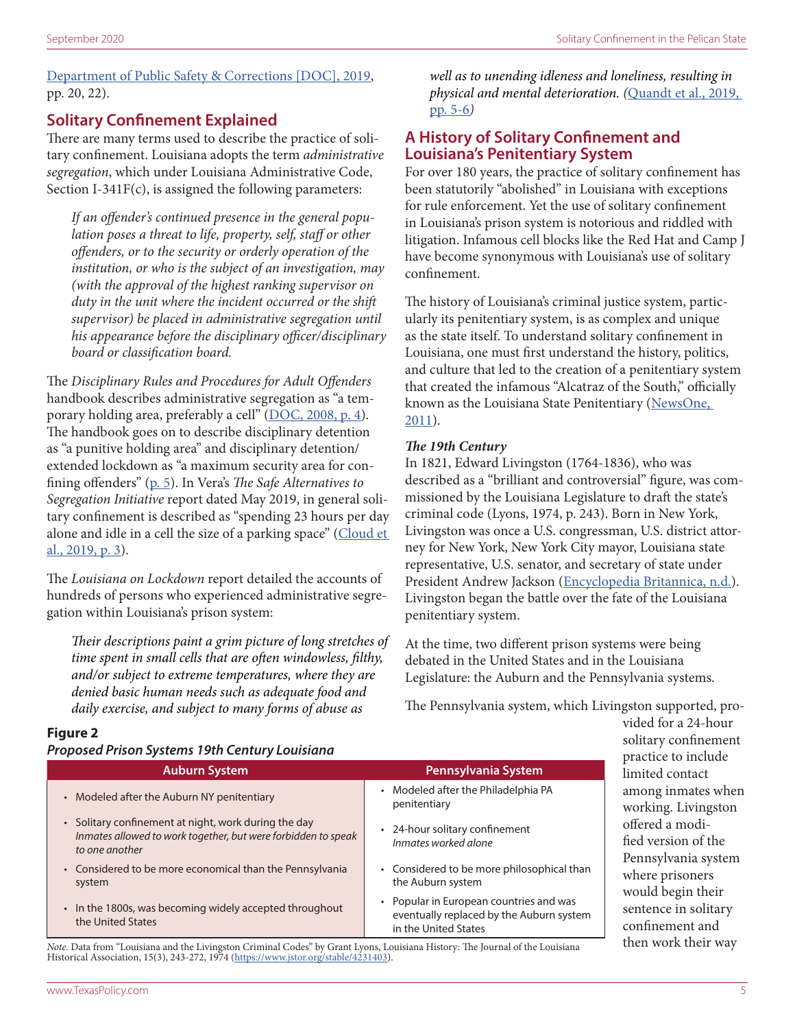Department of Public Safety & Corrections [DOC], 2019, pp. 20, 22).

## Solitary Confinement Explained

There are many terms used to describe the practice of solitary confinement. Louisiana adopts the term *administrative segregation*, which under Louisiana Administrative Code, Section I-341F(c), is assigned the following parameters:

> *If an offender's continued presence in the general population poses a threat to life, property, self, staff or other offenders, or to the security or orderly operation of the institution, or who is the subject of an investigation, may (with the approval of the highest ranking supervisor on duty in the unit where the incident occurred or the shift supervisor) be placed in administrative segregation until his appearance before the disciplinary officer/disciplinary board or classification board.*

The *Disciplinary Rules and Procedures for Adult Offenders* handbook describes administrative segregation as "a temporary holding area, preferably a cell" (DOC, 2008, p. 4). The handbook goes on to describe disciplinary detention as "a punitive holding area" and disciplinary detention/extended lockdown as "a maximum security area for confining offenders" (p. 5). In Vera's *The Safe Alternatives to Segregation Initiative* report dated May 2019, in general solitary confinement is described as "spending 23 hours per day alone and idle in a cell the size of a parking space" (Cloud et al., 2019, p. 3).

The *Louisiana on Lockdown* report detailed the accounts of hundreds of persons who experienced administrative segregation within Louisiana's prison system:

> *Their descriptions paint a grim picture of long stretches of time spent in small cells that are often windowless, filthy, and/or subject to extreme temperatures, where they are denied basic human needs such as adequate food and daily exercise, and subject to many forms of abuse as well as to unending idleness and loneliness, resulting in physical and mental deterioration. (Quandt et al., 2019, pp. 5-6)*

## A History of Solitary Confinement and Louisiana's Penitentiary System

For over 180 years, the practice of solitary confinement has been statutorily "abolished" in Louisiana with exceptions for rule enforcement. Yet the use of solitary confinement in Louisiana's prison system is notorious and riddled with litigation. Infamous cell blocks like the Red Hat and Camp J have become synonymous with Louisiana's use of solitary confinement.

The history of Louisiana's criminal justice system, particularly its penitentiary system, is as complex and unique as the state itself. To understand solitary confinement in Louisiana, one must first understand the history, politics, and culture that led to the creation of a penitentiary system that created the infamous "Alcatraz of the South," officially known as the Louisiana State Penitentiary (NewsOne, 2011).

### *The 19th Century*

In 1821, Edward Livingston (1764-1836), who was described as a "brilliant and controversial" figure, was commissioned by the Louisiana Legislature to draft the state's criminal code (Lyons, 1974, p. 243). Born in New York, Livingston was once a U.S. congressman, U.S. district attorney for New York, New York City mayor, Louisiana state representative, U.S. senator, and secretary of state under President Andrew Jackson (Encyclopedia Britannica, n.d.). Livingston began the battle over the fate of the Louisiana penitentiary system.

At the time, two different prison systems were being debated in the United States and in the Louisiana Legislature: the Auburn and the Pennsylvania systems.

The Pennsylvania system, which Livingston supported, provided for a 24-hour solitary confinement practice to include limited contact among inmates when working. Livingston offered a modified version of the Pennsylvania system where prisoners would begin their sentence in solitary confinement and then work their way

**Figure 2**
***Proposed Prison Systems 19th Century Louisiana***

| Auburn System | Pennsylvania System |
|---|---|
| • Modeled after the Auburn NY penitentiary | • Modeled after the Philadelphia PA penitentiary |
| • Solitary confinement at night, work during the day *Inmates allowed to work together, but were forbidden to speak to one another* | • 24-hour solitary confinement *Inmates worked alone* |
| • Considered to be more economical than the Pennsylvania system | • Considered to be more philosophical than the Auburn system |
| • In the 1800s, was becoming widely accepted throughout the United States | • Popular in European countries and was eventually replaced by the Auburn system in the United States |

*Note.* Data from "Louisiana and the Livingston Criminal Codes" by Grant Lyons, Louisiana History: The Journal of the Louisiana Historical Association, 15(3), 243-272, 1974 (https://www.jstor.org/stable/4231403).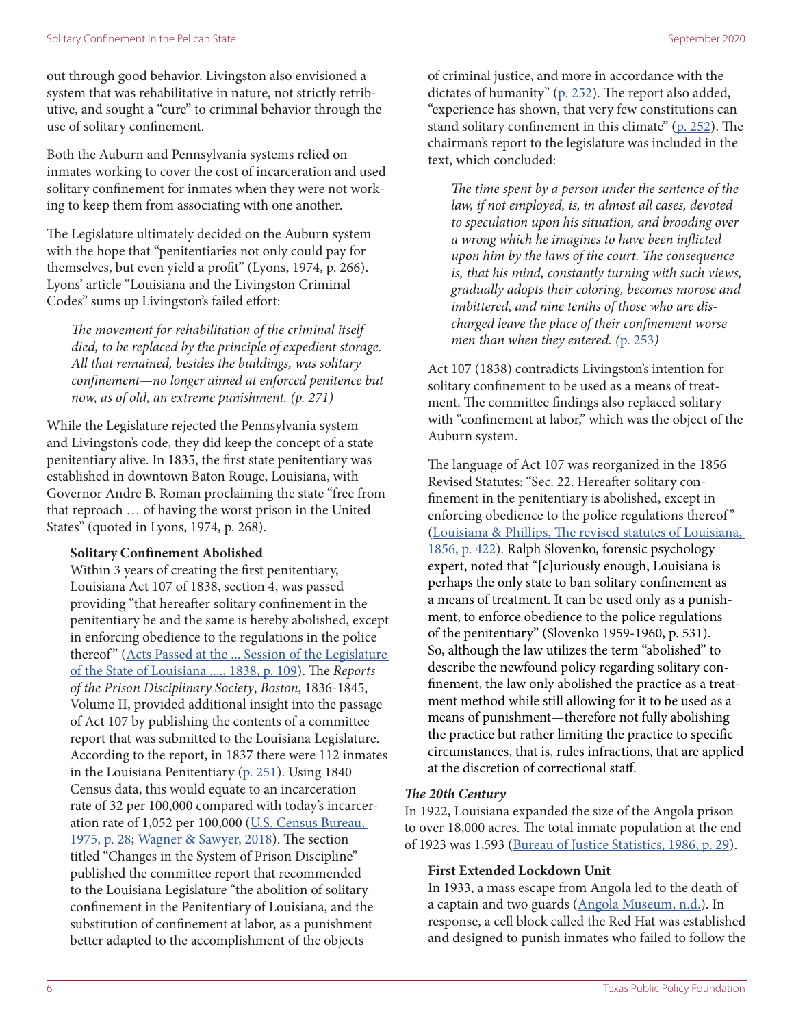out through good behavior. Livingston also envisioned a system that was rehabilitative in nature, not strictly retributive, and sought a "cure" to criminal behavior through the use of solitary confinement.

Both the Auburn and Pennsylvania systems relied on inmates working to cover the cost of incarceration and used solitary confinement for inmates when they were not working to keep them from associating with one another.

The Legislature ultimately decided on the Auburn system with the hope that "penitentiaries not only could pay for themselves, but even yield a profit" (Lyons, 1974, p. 266). Lyons' article "Louisiana and the Livingston Criminal Codes" sums up Livingston's failed effort:

> *The movement for rehabilitation of the criminal itself died, to be replaced by the principle of expedient storage. All that remained, besides the buildings, was solitary confinement—no longer aimed at enforced penitence but now, as of old, an extreme punishment. (p. 271)*

While the Legislature rejected the Pennsylvania system and Livingston's code, they did keep the concept of a state penitentiary alive. In 1835, the first state penitentiary was established in downtown Baton Rouge, Louisiana, with Governor Andre B. Roman proclaiming the state "free from that reproach … of having the worst prison in the United States" (quoted in Lyons, 1974, p. 268).

#### Solitary Confinement Abolished

Within 3 years of creating the first penitentiary, Louisiana Act 107 of 1838, section 4, was passed providing "that hereafter solitary confinement in the penitentiary be and the same is hereby abolished, except in enforcing obedience to the regulations in the police thereof" (Acts Passed at the ... Session of the Legislature of the State of Louisiana ...., 1838, p. 109). The *Reports of the Prison Disciplinary Society*, *Boston*, 1836-1845, Volume II, provided additional insight into the passage of Act 107 by publishing the contents of a committee report that was submitted to the Louisiana Legislature. According to the report, in 1837 there were 112 inmates in the Louisiana Penitentiary (p. 251). Using 1840 Census data, this would equate to an incarceration rate of 32 per 100,000 compared with today's incarceration rate of 1,052 per 100,000 (U.S. Census Bureau, 1975, p. 28; Wagner & Sawyer, 2018). The section titled "Changes in the System of Prison Discipline" published the committee report that recommended to the Louisiana Legislature "the abolition of solitary confinement in the Penitentiary of Louisiana, and the substitution of confinement at labor, as a punishment better adapted to the accomplishment of the objects of criminal justice, and more in accordance with the dictates of humanity" (p. 252). The report also added, "experience has shown, that very few constitutions can stand solitary confinement in this climate" (p. 252). The chairman's report to the legislature was included in the text, which concluded:

> *The time spent by a person under the sentence of the law, if not employed, is, in almost all cases, devoted to speculation upon his situation, and brooding over a wrong which he imagines to have been inflicted upon him by the laws of the court. The consequence is, that his mind, constantly turning with such views, gradually adopts their coloring, becomes morose and imbittered, and nine tenths of those who are discharged leave the place of their confinement worse men than when they entered. (p. 253)*

Act 107 (1838) contradicts Livingston's intention for solitary confinement to be used as a means of treatment. The committee findings also replaced solitary with "confinement at labor," which was the object of the Auburn system.

The language of Act 107 was reorganized in the 1856 Revised Statutes: "Sec. 22. Hereafter solitary confinement in the penitentiary is abolished, except in enforcing obedience to the police regulations thereof" (Louisiana & Phillips, The revised statutes of Louisiana, 1856, p. 422). Ralph Slovenko, forensic psychology expert, noted that "[c]uriously enough, Louisiana is perhaps the only state to ban solitary confinement as a means of treatment. It can be used only as a punishment, to enforce obedience to the police regulations of the penitentiary" (Slovenko 1959-1960, p. 531). So, although the law utilizes the term "abolished" to describe the newfound policy regarding solitary confinement, the law only abolished the practice as a treatment method while still allowing for it to be used as a means of punishment—therefore not fully abolishing the practice but rather limiting the practice to specific circumstances, that is, rules infractions, that are applied at the discretion of correctional staff.

### *The 20th Century*

In 1922, Louisiana expanded the size of the Angola prison to over 18,000 acres. The total inmate population at the end of 1923 was 1,593 (Bureau of Justice Statistics, 1986, p. 29).

#### First Extended Lockdown Unit

In 1933, a mass escape from Angola led to the death of a captain and two guards (Angola Museum, n.d.). In response, a cell block called the Red Hat was established and designed to punish inmates who failed to follow the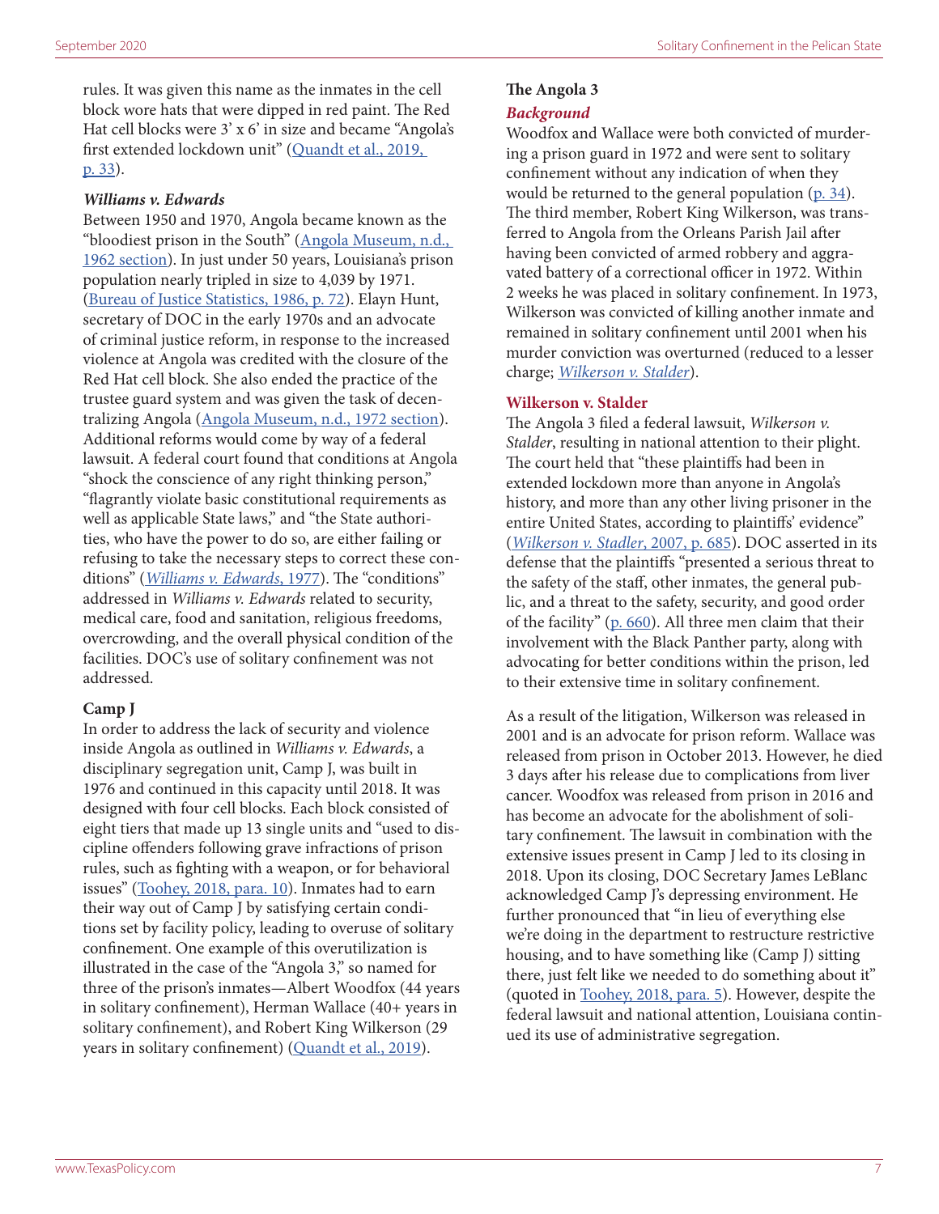rules. It was given this name as the inmates in the cell block wore hats that were dipped in red paint. The Red Hat cell blocks were 3' x 6' in size and became "Angola's first extended lockdown unit" (Quandt et al., 2019, p. 33).

### *Williams v. Edwards*

Between 1950 and 1970, Angola became known as the "bloodiest prison in the South" (Angola Museum, n.d., 1962 section). In just under 50 years, Louisiana's prison population nearly tripled in size to 4,039 by 1971. (Bureau of Justice Statistics, 1986, p. 72). Elayn Hunt, secretary of DOC in the early 1970s and an advocate of criminal justice reform, in response to the increased violence at Angola was credited with the closure of the Red Hat cell block. She also ended the practice of the trustee guard system and was given the task of decentralizing Angola (Angola Museum, n.d., 1972 section). Additional reforms would come by way of a federal lawsuit. A federal court found that conditions at Angola "shock the conscience of any right thinking person," "flagrantly violate basic constitutional requirements as well as applicable State laws," and "the State authorities, who have the power to do so, are either failing or refusing to take the necessary steps to correct these conditions" (*Williams v. Edwards*, 1977). The "conditions" addressed in *Williams v. Edwards* related to security, medical care, food and sanitation, religious freedoms, overcrowding, and the overall physical condition of the facilities. DOC's use of solitary confinement was not addressed.

### Camp J

In order to address the lack of security and violence inside Angola as outlined in *Williams v. Edwards*, a disciplinary segregation unit, Camp J, was built in 1976 and continued in this capacity until 2018. It was designed with four cell blocks. Each block consisted of eight tiers that made up 13 single units and "used to discipline offenders following grave infractions of prison rules, such as fighting with a weapon, or for behavioral issues" (Toohey, 2018, para. 10). Inmates had to earn their way out of Camp J by satisfying certain conditions set by facility policy, leading to overuse of solitary confinement. One example of this overutilization is illustrated in the case of the "Angola 3," so named for three of the prison's inmates—Albert Woodfox (44 years in solitary confinement), Herman Wallace (40+ years in solitary confinement), and Robert King Wilkerson (29 years in solitary confinement) (Quandt et al., 2019).

### The Angola 3

#### *Background*

Woodfox and Wallace were both convicted of murdering a prison guard in 1972 and were sent to solitary confinement without any indication of when they would be returned to the general population (p. 34). The third member, Robert King Wilkerson, was transferred to Angola from the Orleans Parish Jail after having been convicted of armed robbery and aggravated battery of a correctional officer in 1972. Within 2 weeks he was placed in solitary confinement. In 1973, Wilkerson was convicted of killing another inmate and remained in solitary confinement until 2001 when his murder conviction was overturned (reduced to a lesser charge; *Wilkerson v. Stalder*).

#### Wilkerson v. Stalder

The Angola 3 filed a federal lawsuit, *Wilkerson v. Stalder*, resulting in national attention to their plight. The court held that "these plaintiffs had been in extended lockdown more than anyone in Angola's history, and more than any other living prisoner in the entire United States, according to plaintiffs' evidence" (*Wilkerson v. Stadler*, 2007, p. 685). DOC asserted in its defense that the plaintiffs "presented a serious threat to the safety of the staff, other inmates, the general public, and a threat to the safety, security, and good order of the facility" (p. 660). All three men claim that their involvement with the Black Panther party, along with advocating for better conditions within the prison, led to their extensive time in solitary confinement.

As a result of the litigation, Wilkerson was released in 2001 and is an advocate for prison reform. Wallace was released from prison in October 2013. However, he died 3 days after his release due to complications from liver cancer. Woodfox was released from prison in 2016 and has become an advocate for the abolishment of solitary confinement. The lawsuit in combination with the extensive issues present in Camp J led to its closing in 2018. Upon its closing, DOC Secretary James LeBlanc acknowledged Camp J's depressing environment. He further pronounced that "in lieu of everything else we're doing in the department to restructure restrictive housing, and to have something like (Camp J) sitting there, just felt like we needed to do something about it" (quoted in Toohey, 2018, para. 5). However, despite the federal lawsuit and national attention, Louisiana continued its use of administrative segregation.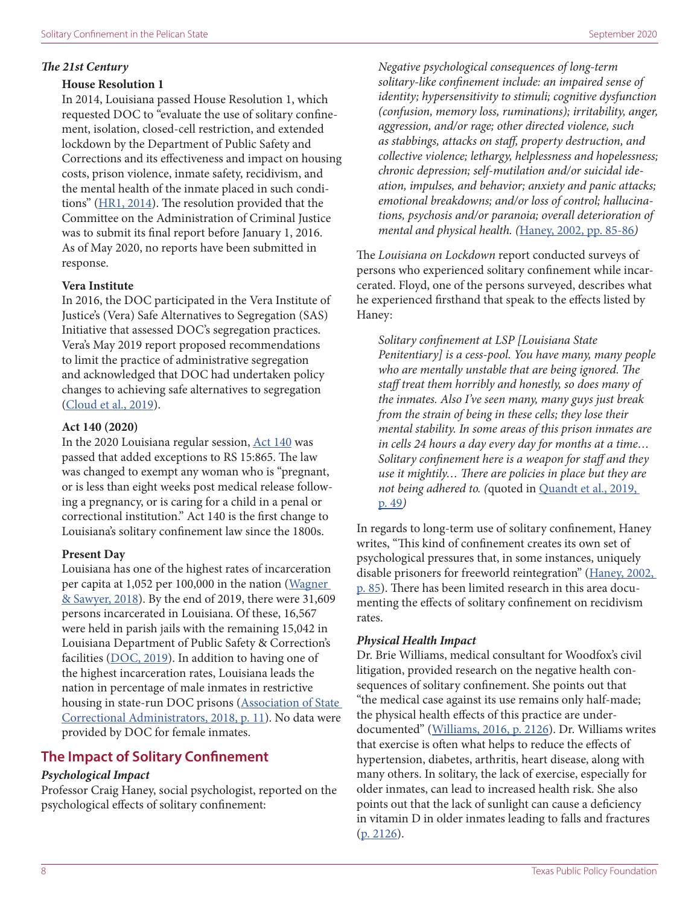### *The 21st Century*

**House Resolution 1**

In 2014, Louisiana passed House Resolution 1, which requested DOC to "evaluate the use of solitary confinement, isolation, closed-cell restriction, and extended lockdown by the Department of Public Safety and Corrections and its effectiveness and impact on housing costs, prison violence, inmate safety, recidivism, and the mental health of the inmate placed in such conditions" (HR1, 2014). The resolution provided that the Committee on the Administration of Criminal Justice was to submit its final report before January 1, 2016. As of May 2020, no reports have been submitted in response.

**Vera Institute**

In 2016, the DOC participated in the Vera Institute of Justice's (Vera) Safe Alternatives to Segregation (SAS) Initiative that assessed DOC's segregation practices. Vera's May 2019 report proposed recommendations to limit the practice of administrative segregation and acknowledged that DOC had undertaken policy changes to achieving safe alternatives to segregation (Cloud et al., 2019).

**Act 140 (2020)**

In the 2020 Louisiana regular session, Act 140 was passed that added exceptions to RS 15:865. The law was changed to exempt any woman who is "pregnant, or is less than eight weeks post medical release following a pregnancy, or is caring for a child in a penal or correctional institution." Act 140 is the first change to Louisiana's solitary confinement law since the 1800s.

**Present Day**

Louisiana has one of the highest rates of incarceration per capita at 1,052 per 100,000 in the nation (Wagner & Sawyer, 2018). By the end of 2019, there were 31,609 persons incarcerated in Louisiana. Of these, 16,567 were held in parish jails with the remaining 15,042 in Louisiana Department of Public Safety & Correction's facilities (DOC, 2019). In addition to having one of the highest incarceration rates, Louisiana leads the nation in percentage of male inmates in restrictive housing in state-run DOC prisons (Association of State Correctional Administrators, 2018, p. 11). No data were provided by DOC for female inmates.

## The Impact of Solitary Confinement

### *Psychological Impact*

Professor Craig Haney, social psychologist, reported on the psychological effects of solitary confinement:

> *Negative psychological consequences of long-term solitary-like confinement include: an impaired sense of identity; hypersensitivity to stimuli; cognitive dysfunction (confusion, memory loss, ruminations); irritability, anger, aggression, and/or rage; other directed violence, such as stabbings, attacks on staff, property destruction, and collective violence; lethargy, helplessness and hopelessness; chronic depression; self-mutilation and/or suicidal ideation, impulses, and behavior; anxiety and panic attacks; emotional breakdowns; and/or loss of control; hallucinations, psychosis and/or paranoia; overall deterioration of mental and physical health. (*Haney, 2002, pp. 85-86*)*

The *Louisiana on Lockdown* report conducted surveys of persons who experienced solitary confinement while incarcerated. Floyd, one of the persons surveyed, describes what he experienced firsthand that speak to the effects listed by Haney:

> *Solitary confinement at LSP [Louisiana State Penitentiary] is a cess-pool. You have many, many people who are mentally unstable that are being ignored. The staff treat them horribly and honestly, so does many of the inmates. Also I've seen many, many guys just break from the strain of being in these cells; they lose their mental stability. In some areas of this prison inmates are in cells 24 hours a day every day for months at a time… Solitary confinement here is a weapon for staff and they use it mightily… There are policies in place but they are not being adhered to. (*quoted in Quandt et al., 2019, p. 49*)*

In regards to long-term use of solitary confinement, Haney writes, "This kind of confinement creates its own set of psychological pressures that, in some instances, uniquely disable prisoners for freeworld reintegration" (Haney, 2002, p. 85). There has been limited research in this area documenting the effects of solitary confinement on recidivism rates.

### *Physical Health Impact*

Dr. Brie Williams, medical consultant for Woodfox's civil litigation, provided research on the negative health consequences of solitary confinement. She points out that "the medical case against its use remains only half-made; the physical health effects of this practice are under-documented" (Williams, 2016, p. 2126). Dr. Williams writes that exercise is often what helps to reduce the effects of hypertension, diabetes, arthritis, heart disease, along with many others. In solitary, the lack of exercise, especially for older inmates, can lead to increased health risk. She also points out that the lack of sunlight can cause a deficiency in vitamin D in older inmates leading to falls and fractures (p. 2126).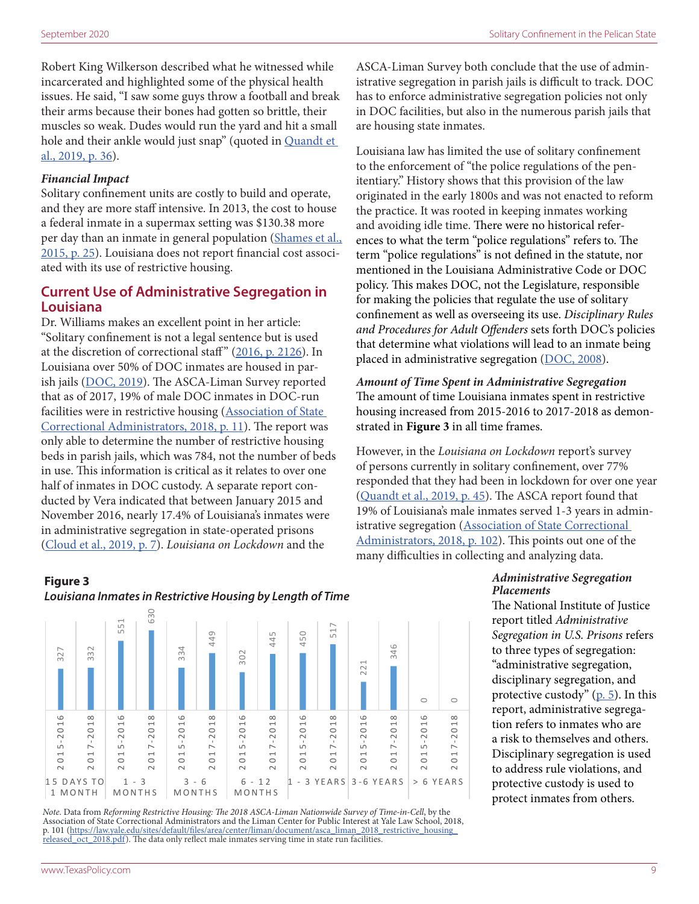Robert King Wilkerson described what he witnessed while incarcerated and highlighted some of the physical health issues. He said, "I saw some guys throw a football and break their arms because their bones had gotten so brittle, their muscles so weak. Dudes would run the yard and hit a small hole and their ankle would just snap" (quoted in [Quandt et al., 2019, p. 36](#)).

***Financial Impact***

Solitary confinement units are costly to build and operate, and they are more staff intensive. In 2013, the cost to house a federal inmate in a supermax setting was $130.38 more per day than an inmate in general population ([Shames et al., 2015, p. 25](#)). Louisiana does not report financial cost associated with its use of restrictive housing.

## Current Use of Administrative Segregation in Louisiana

Dr. Williams makes an excellent point in her article: "Solitary confinement is not a legal sentence but is used at the discretion of correctional staff" ([2016, p. 2126](#)). In Louisiana over 50% of DOC inmates are housed in parish jails ([DOC, 2019](#)). The ASCA-Liman Survey reported that as of 2017, 19% of male DOC inmates in DOC-run facilities were in restrictive housing ([Association of State Correctional Administrators, 2018, p. 11](#)). The report was only able to determine the number of restrictive housing beds in parish jails, which was 784, not the number of beds in use. This information is critical as it relates to over one half of inmates in DOC custody. A separate report conducted by Vera indicated that between January 2015 and November 2016, nearly 17.4% of Louisiana's inmates were in administrative segregation in state-operated prisons ([Cloud et al., 2019, p. 7](#)). *Louisiana on Lockdown* and the ASCA-Liman Survey both conclude that the use of administrative segregation in parish jails is difficult to track. DOC has to enforce administrative segregation policies not only in DOC facilities, but also in the numerous parish jails that are housing state inmates.

Louisiana law has limited the use of solitary confinement to the enforcement of "the police regulations of the penitentiary." History shows that this provision of the law originated in the early 1800s and was not enacted to reform the practice. It was rooted in keeping inmates working and avoiding idle time. There were no historical references to what the term "police regulations" refers to. The term "police regulations" is not defined in the statute, nor mentioned in the Louisiana Administrative Code or DOC policy. This makes DOC, not the Legislature, responsible for making the policies that regulate the use of solitary confinement as well as overseeing its use. *Disciplinary Rules and Procedures for Adult Offenders* sets forth DOC's policies that determine what violations will lead to an inmate being placed in administrative segregation ([DOC, 2008](#)).

***Amount of Time Spent in Administrative Segregation***

The amount of time Louisiana inmates spent in restrictive housing increased from 2015-2016 to 2017-2018 as demonstrated in **Figure 3** in all time frames.

However, in the *Louisiana on Lockdown* report's survey of persons currently in solitary confinement, over 77% responded that they had been in lockdown for over one year ([Quandt et al., 2019, p. 45](#)). The ASCA report found that 19% of Louisiana's male inmates served 1-3 years in administrative segregation ([Association of State Correctional Administrators, 2018, p. 102](#)). This points out one of the many difficulties in collecting and analyzing data.

**Figure 3**

***Louisiana Inmates in Restrictive Housing by Length of Time***

| Length of Time | 2015-2016 | 2017-2018 |
|---|---|---|
| 15 Days to 1 Month | 327 | 332 |
| 1 - 3 Months | 551 | 630 |
| 3 - 6 Months | 334 | 449 |
| 6 - 12 Months | 302 | 445 |
| 1 - 3 Years | 450 | 517 |
| 3-6 Years | 221 | 346 |
| > 6 Years | 0 | 0 |

*Note*. Data from *Reforming Restrictive Housing: The 2018 ASCA-Liman Nationwide Survey of Time-in-Cell*, by the Association of State Correctional Administrators and the Liman Center for Public Interest at Yale Law School, 2018, p. 101 (https://law.yale.edu/sites/default/files/area/center/liman/document/asca_liman_2018_restrictive_housing_released_oct_2018.pdf). The data only reflect male inmates serving time in state run facilities.

***Administrative Segregation Placements***

The National Institute of Justice report titled *Administrative Segregation in U.S. Prisons* refers to three types of segregation: "administrative segregation, disciplinary segregation, and protective custody" ([p. 5](#)). In this report, administrative segregation refers to inmates who are a risk to themselves and others. Disciplinary segregation is used to address rule violations, and protective custody is used to protect inmates from others.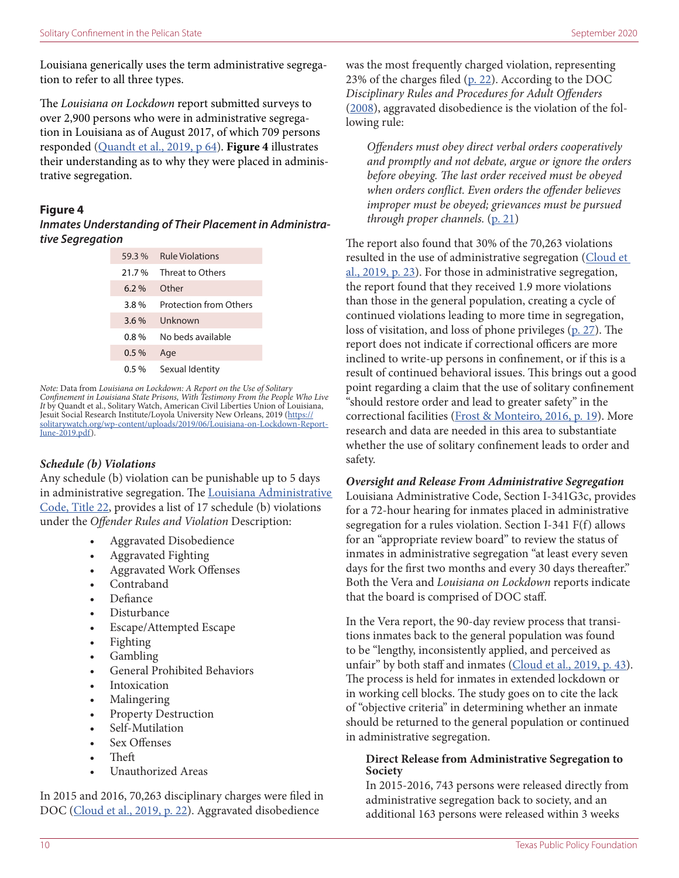Louisiana generically uses the term administrative segregation to refer to all three types.

The *Louisiana on Lockdown* report submitted surveys to over 2,900 persons who were in administrative segregation in Louisiana as of August 2017, of which 709 persons responded (Quandt et al., 2019, p 64). **Figure 4** illustrates their understanding as to why they were placed in administrative segregation.

**Figure 4**

***Inmates Understanding of Their Placement in Administrative Segregation***

| | |
|---|---|
| 59.3 % | Rule Violations |
| 21.7 % | Threat to Others |
| 6.2 % | Other |
| 3.8 % | Protection from Others |
| 3.6 % | Unknown |
| 0.8 % | No beds available |
| 0.5 % | Age |
| 0.5 % | Sexual Identity |

*Note:* Data from *Louisiana on Lockdown: A Report on the Use of Solitary Confinement in Louisiana State Prisons, With Testimony From the People Who Live It* by Quandt et al., Solitary Watch, American Civil Liberties Union of Louisiana, Jesuit Social Research Institute/Loyola University New Orleans, 2019 (https://solitarywatch.org/wp-content/uploads/2019/06/Louisiana-on-Lockdown-Report-June-2019.pdf).

***Schedule (b) Violations***

Any schedule (b) violation can be punishable up to 5 days in administrative segregation. The Louisiana Administrative Code, Title 22, provides a list of 17 schedule (b) violations under the *Offender Rules and Violation* Description:

- Aggravated Disobedience
- Aggravated Fighting
- Aggravated Work Offenses
- Contraband
- Defiance
- Disturbance
- Escape/Attempted Escape
- Fighting
- Gambling
- General Prohibited Behaviors
- Intoxication
- Malingering
- Property Destruction
- Self-Mutilation
- Sex Offenses
- Theft
- Unauthorized Areas

In 2015 and 2016, 70,263 disciplinary charges were filed in DOC (Cloud et al., 2019, p. 22). Aggravated disobedience was the most frequently charged violation, representing 23% of the charges filed (p. 22). According to the DOC *Disciplinary Rules and Procedures for Adult Offenders* (2008), aggravated disobedience is the violation of the following rule:

> *Offenders must obey direct verbal orders cooperatively and promptly and not debate, argue or ignore the orders before obeying. The last order received must be obeyed when orders conflict. Even orders the offender believes improper must be obeyed; grievances must be pursued through proper channels.* (p. 21)

The report also found that 30% of the 70,263 violations resulted in the use of administrative segregation (Cloud et al., 2019, p. 23). For those in administrative segregation, the report found that they received 1.9 more violations than those in the general population, creating a cycle of continued violations leading to more time in segregation, loss of visitation, and loss of phone privileges (p. 27). The report does not indicate if correctional officers are more inclined to write-up persons in confinement, or if this is a result of continued behavioral issues. This brings out a good point regarding a claim that the use of solitary confinement "should restore order and lead to greater safety" in the correctional facilities (Frost & Monteiro, 2016, p. 19). More research and data are needed in this area to substantiate whether the use of solitary confinement leads to order and safety.

***Oversight and Release From Administrative Segregation***

Louisiana Administrative Code, Section I-341G3c, provides for a 72-hour hearing for inmates placed in administrative segregation for a rules violation. Section I-341 F(f) allows for an "appropriate review board" to review the status of inmates in administrative segregation "at least every seven days for the first two months and every 30 days thereafter." Both the Vera and *Louisiana on Lockdown* reports indicate that the board is comprised of DOC staff.

In the Vera report, the 90-day review process that transitions inmates back to the general population was found to be "lengthy, inconsistently applied, and perceived as unfair" by both staff and inmates (Cloud et al., 2019, p. 43). The process is held for inmates in extended lockdown or in working cell blocks. The study goes on to cite the lack of "objective criteria" in determining whether an inmate should be returned to the general population or continued in administrative segregation.

**Direct Release from Administrative Segregation to Society**

In 2015-2016, 743 persons were released directly from administrative segregation back to society, and an additional 163 persons were released within 3 weeks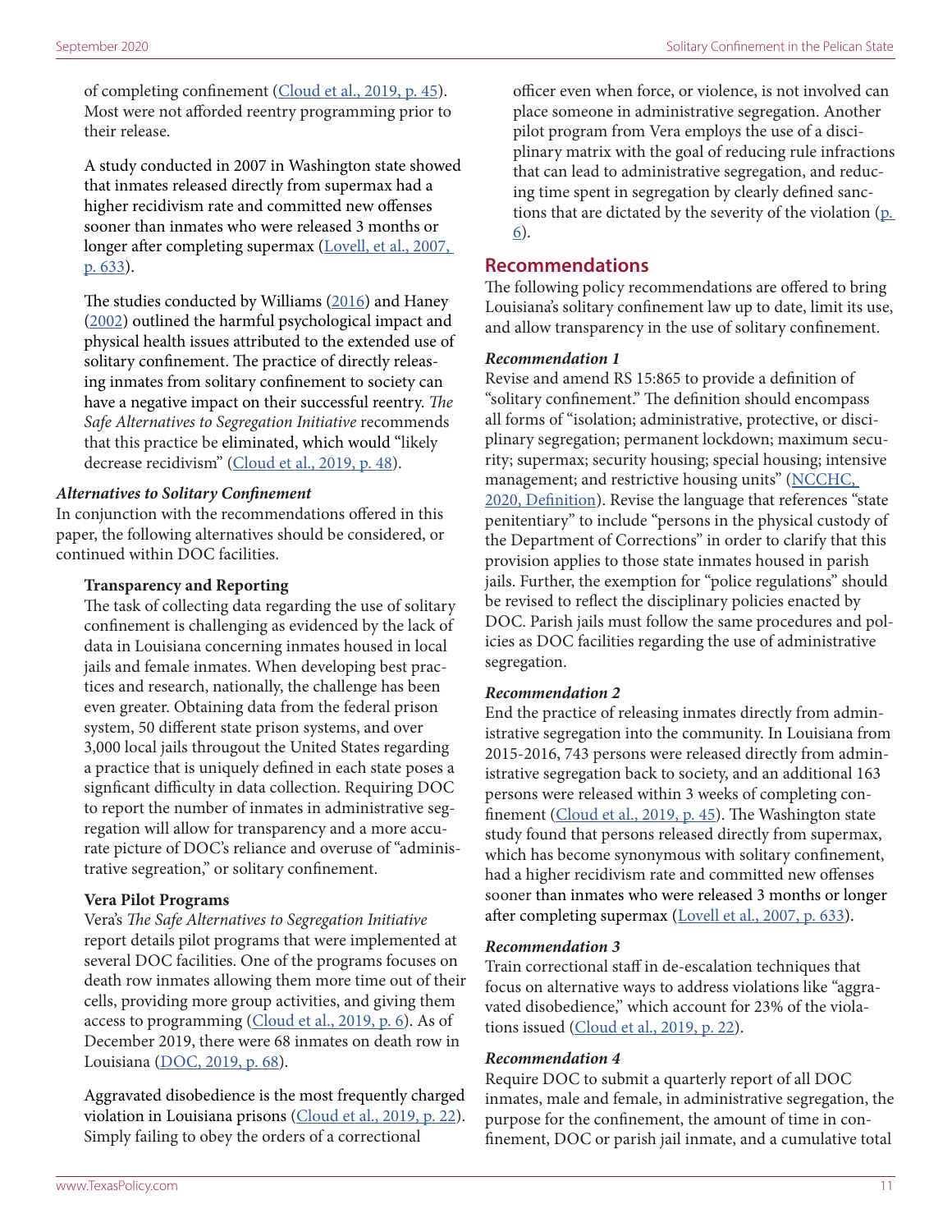of completing confinement (Cloud et al., 2019, p. 45). Most were not afforded reentry programming prior to their release.

A study conducted in 2007 in Washington state showed that inmates released directly from supermax had a higher recidivism rate and committed new offenses sooner than inmates who were released 3 months or longer after completing supermax (Lovell, et al., 2007, p. 633).

The studies conducted by Williams (2016) and Haney (2002) outlined the harmful psychological impact and physical health issues attributed to the extended use of solitary confinement. The practice of directly releasing inmates from solitary confinement to society can have a negative impact on their successful reentry. *The Safe Alternatives to Segregation Initiative* recommends that this practice be eliminated, which would "likely decrease recidivism" (Cloud et al., 2019, p. 48).

***Alternatives to Solitary Confinement***

In conjunction with the recommendations offered in this paper, the following alternatives should be considered, or continued within DOC facilities.

**Transparency and Reporting**

The task of collecting data regarding the use of solitary confinement is challenging as evidenced by the lack of data in Louisiana concerning inmates housed in local jails and female inmates. When developing best practices and research, nationally, the challenge has been even greater. Obtaining data from the federal prison system, 50 different state prison systems, and over 3,000 local jails througout the United States regarding a practice that is uniquely defined in each state poses a signficant difficulty in data collection. Requiring DOC to report the number of inmates in administrative segregation will allow for transparency and a more accurate picture of DOC's reliance and overuse of "administrative segreation," or solitary confinement.

**Vera Pilot Programs**

Vera's *The Safe Alternatives to Segregation Initiative* report details pilot programs that were implemented at several DOC facilities. One of the programs focuses on death row inmates allowing them more time out of their cells, providing more group activities, and giving them access to programming (Cloud et al., 2019, p. 6). As of December 2019, there were 68 inmates on death row in Louisiana (DOC, 2019, p. 68).

Aggravated disobedience is the most frequently charged violation in Louisiana prisons (Cloud et al., 2019, p. 22). Simply failing to obey the orders of a correctional officer even when force, or violence, is not involved can place someone in administrative segregation. Another pilot program from Vera employs the use of a disciplinary matrix with the goal of reducing rule infractions that can lead to administrative segregation, and reducing time spent in segregation by clearly defined sanctions that are dictated by the severity of the violation (p. 6).

## Recommendations

The following policy recommendations are offered to bring Louisiana's solitary confinement law up to date, limit its use, and allow transparency in the use of solitary confinement.

***Recommendation 1***

Revise and amend RS 15:865 to provide a definition of "solitary confinement." The definition should encompass all forms of "isolation; administrative, protective, or disciplinary segregation; permanent lockdown; maximum security; supermax; security housing; special housing; intensive management; and restrictive housing units" (NCCHC, 2020, Definition). Revise the language that references "state penitentiary" to include "persons in the physical custody of the Department of Corrections" in order to clarify that this provision applies to those state inmates housed in parish jails. Further, the exemption for "police regulations" should be revised to reflect the disciplinary policies enacted by DOC. Parish jails must follow the same procedures and policies as DOC facilities regarding the use of administrative segregation.

***Recommendation 2***

End the practice of releasing inmates directly from administrative segregation into the community. In Louisiana from 2015-2016, 743 persons were released directly from administrative segregation back to society, and an additional 163 persons were released within 3 weeks of completing confinement (Cloud et al., 2019, p. 45). The Washington state study found that persons released directly from supermax, which has become synonymous with solitary confinement, had a higher recidivism rate and committed new offenses sooner than inmates who were released 3 months or longer after completing supermax (Lovell et al., 2007, p. 633).

***Recommendation 3***

Train correctional staff in de-escalation techniques that focus on alternative ways to address violations like "aggravated disobedience," which account for 23% of the violations issued (Cloud et al., 2019, p. 22).

***Recommendation 4***

Require DOC to submit a quarterly report of all DOC inmates, male and female, in administrative segregation, the purpose for the confinement, the amount of time in confinement, DOC or parish jail inmate, and a cumulative total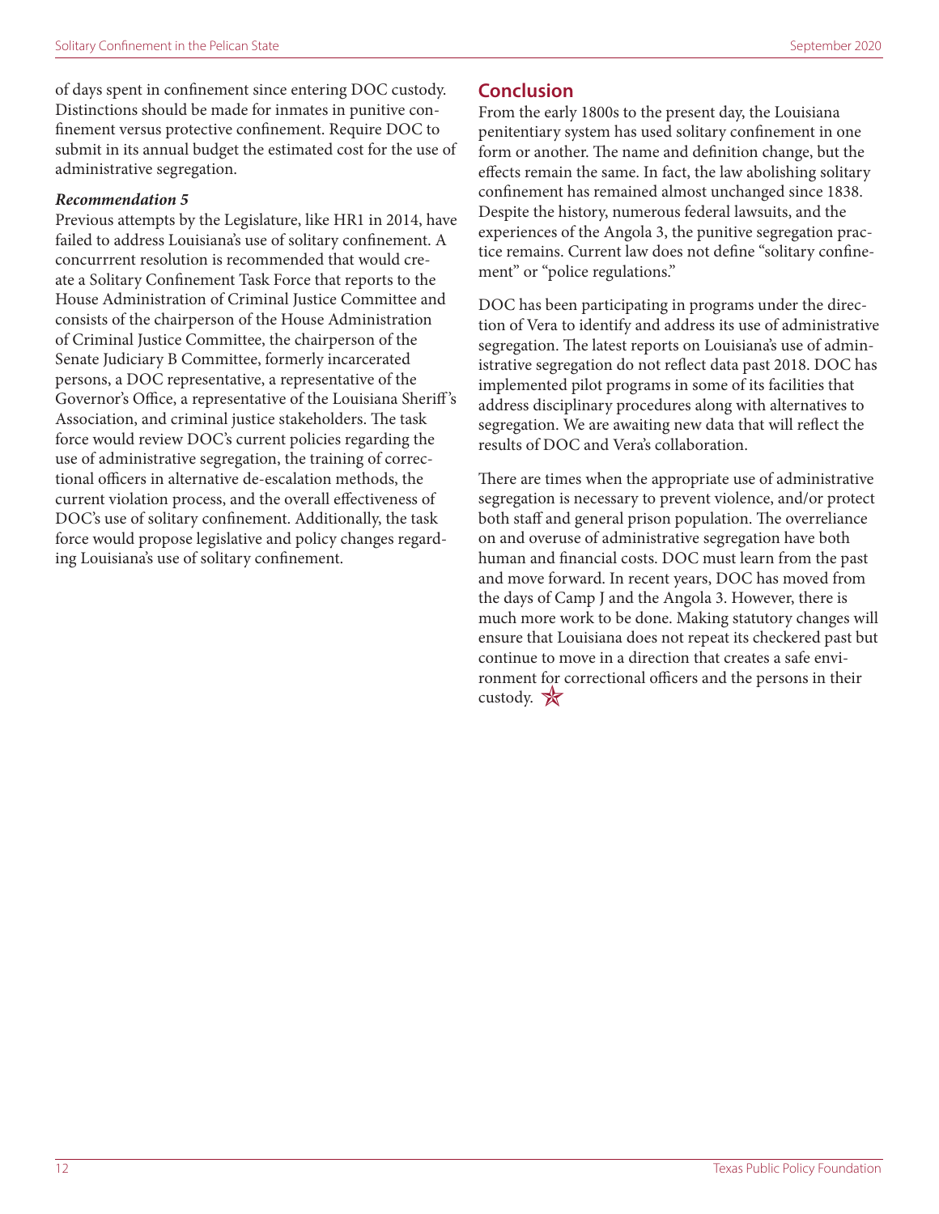of days spent in confinement since entering DOC custody. Distinctions should be made for inmates in punitive confinement versus protective confinement. Require DOC to submit in its annual budget the estimated cost for the use of administrative segregation.

***Recommendation 5***

Previous attempts by the Legislature, like HR1 in 2014, have failed to address Louisiana's use of solitary confinement. A concurrrent resolution is recommended that would create a Solitary Confinement Task Force that reports to the House Administration of Criminal Justice Committee and consists of the chairperson of the House Administration of Criminal Justice Committee, the chairperson of the Senate Judiciary B Committee, formerly incarcerated persons, a DOC representative, a representative of the Governor's Office, a representative of the Louisiana Sheriff's Association, and criminal justice stakeholders. The task force would review DOC's current policies regarding the use of administrative segregation, the training of correctional officers in alternative de-escalation methods, the current violation process, and the overall effectiveness of DOC's use of solitary confinement. Additionally, the task force would propose legislative and policy changes regarding Louisiana's use of solitary confinement.

## Conclusion

From the early 1800s to the present day, the Louisiana penitentiary system has used solitary confinement in one form or another. The name and definition change, but the effects remain the same. In fact, the law abolishing solitary confinement has remained almost unchanged since 1838. Despite the history, numerous federal lawsuits, and the experiences of the Angola 3, the punitive segregation practice remains. Current law does not define "solitary confinement" or "police regulations."

DOC has been participating in programs under the direction of Vera to identify and address its use of administrative segregation. The latest reports on Louisiana's use of administrative segregation do not reflect data past 2018. DOC has implemented pilot programs in some of its facilities that address disciplinary procedures along with alternatives to segregation. We are awaiting new data that will reflect the results of DOC and Vera's collaboration.

There are times when the appropriate use of administrative segregation is necessary to prevent violence, and/or protect both staff and general prison population. The overreliance on and overuse of administrative segregation have both human and financial costs. DOC must learn from the past and move forward. In recent years, DOC has moved from the days of Camp J and the Angola 3. However, there is much more work to be done. Making statutory changes will ensure that Louisiana does not repeat its checkered past but continue to move in a direction that creates a safe environment for correctional officers and the persons in their custody.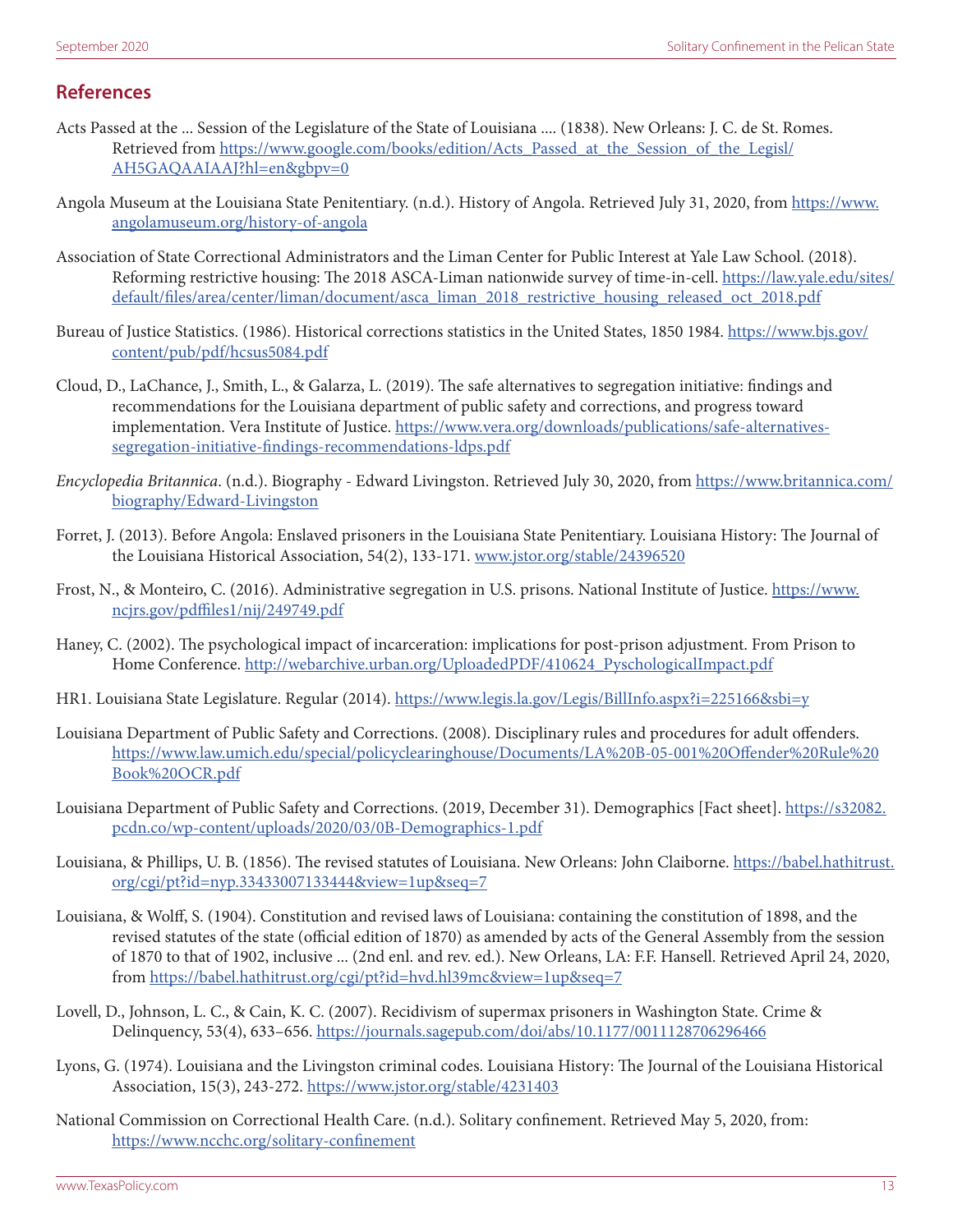## References

Acts Passed at the ... Session of the Legislature of the State of Louisiana .... (1838). New Orleans: J. C. de St. Romes. Retrieved from https://www.google.com/books/edition/Acts_Passed_at_the_Session_of_the_Legisl/AH5GAQAAIAAJ?hl=en&gbpv=0

Angola Museum at the Louisiana State Penitentiary. (n.d.). History of Angola. Retrieved July 31, 2020, from https://www.angolamuseum.org/history-of-angola

Association of State Correctional Administrators and the Liman Center for Public Interest at Yale Law School. (2018). Reforming restrictive housing: The 2018 ASCA-Liman nationwide survey of time-in-cell. https://law.yale.edu/sites/default/files/area/center/liman/document/asca_liman_2018_restrictive_housing_released_oct_2018.pdf

Bureau of Justice Statistics. (1986). Historical corrections statistics in the United States, 1850 1984. https://www.bjs.gov/content/pub/pdf/hcsus5084.pdf

Cloud, D., LaChance, J., Smith, L., & Galarza, L. (2019). The safe alternatives to segregation initiative: findings and recommendations for the Louisiana department of public safety and corrections, and progress toward implementation. Vera Institute of Justice. https://www.vera.org/downloads/publications/safe-alternatives-segregation-initiative-findings-recommendations-ldps.pdf

*Encyclopedia Britannica*. (n.d.). Biography - Edward Livingston. Retrieved July 30, 2020, from https://www.britannica.com/biography/Edward-Livingston

Forret, J. (2013). Before Angola: Enslaved prisoners in the Louisiana State Penitentiary. Louisiana History: The Journal of the Louisiana Historical Association, 54(2), 133-171. www.jstor.org/stable/24396520

Frost, N., & Monteiro, C. (2016). Administrative segregation in U.S. prisons. National Institute of Justice. https://www.ncjrs.gov/pdffiles1/nij/249749.pdf

Haney, C. (2002). The psychological impact of incarceration: implications for post-prison adjustment. From Prison to Home Conference. http://webarchive.urban.org/UploadedPDF/410624_PyschologicalImpact.pdf

HR1. Louisiana State Legislature. Regular (2014). https://www.legis.la.gov/Legis/BillInfo.aspx?i=225166&sbi=y

Louisiana Department of Public Safety and Corrections. (2008). Disciplinary rules and procedures for adult offenders. https://www.law.umich.edu/special/policyclearinghouse/Documents/LA%20B-05-001%20Offender%20Rule%20Book%20OCR.pdf

Louisiana Department of Public Safety and Corrections. (2019, December 31). Demographics [Fact sheet]. https://s32082.pcdn.co/wp-content/uploads/2020/03/0B-Demographics-1.pdf

Louisiana, & Phillips, U. B. (1856). The revised statutes of Louisiana. New Orleans: John Claiborne. https://babel.hathitrust.org/cgi/pt?id=nyp.33433007133444&view=1up&seq=7

Louisiana, & Wolff, S. (1904). Constitution and revised laws of Louisiana: containing the constitution of 1898, and the revised statutes of the state (official edition of 1870) as amended by acts of the General Assembly from the session of 1870 to that of 1902, inclusive ... (2nd enl. and rev. ed.). New Orleans, LA: F.F. Hansell. Retrieved April 24, 2020, from https://babel.hathitrust.org/cgi/pt?id=hvd.hl39mc&view=1up&seq=7

Lovell, D., Johnson, L. C., & Cain, K. C. (2007). Recidivism of supermax prisoners in Washington State. Crime & Delinquency, 53(4), 633–656. https://journals.sagepub.com/doi/abs/10.1177/0011128706296466

Lyons, G. (1974). Louisiana and the Livingston criminal codes. Louisiana History: The Journal of the Louisiana Historical Association, 15(3), 243-272. https://www.jstor.org/stable/4231403

National Commission on Correctional Health Care. (n.d.). Solitary confinement. Retrieved May 5, 2020, from: https://www.ncchc.org/solitary-confinement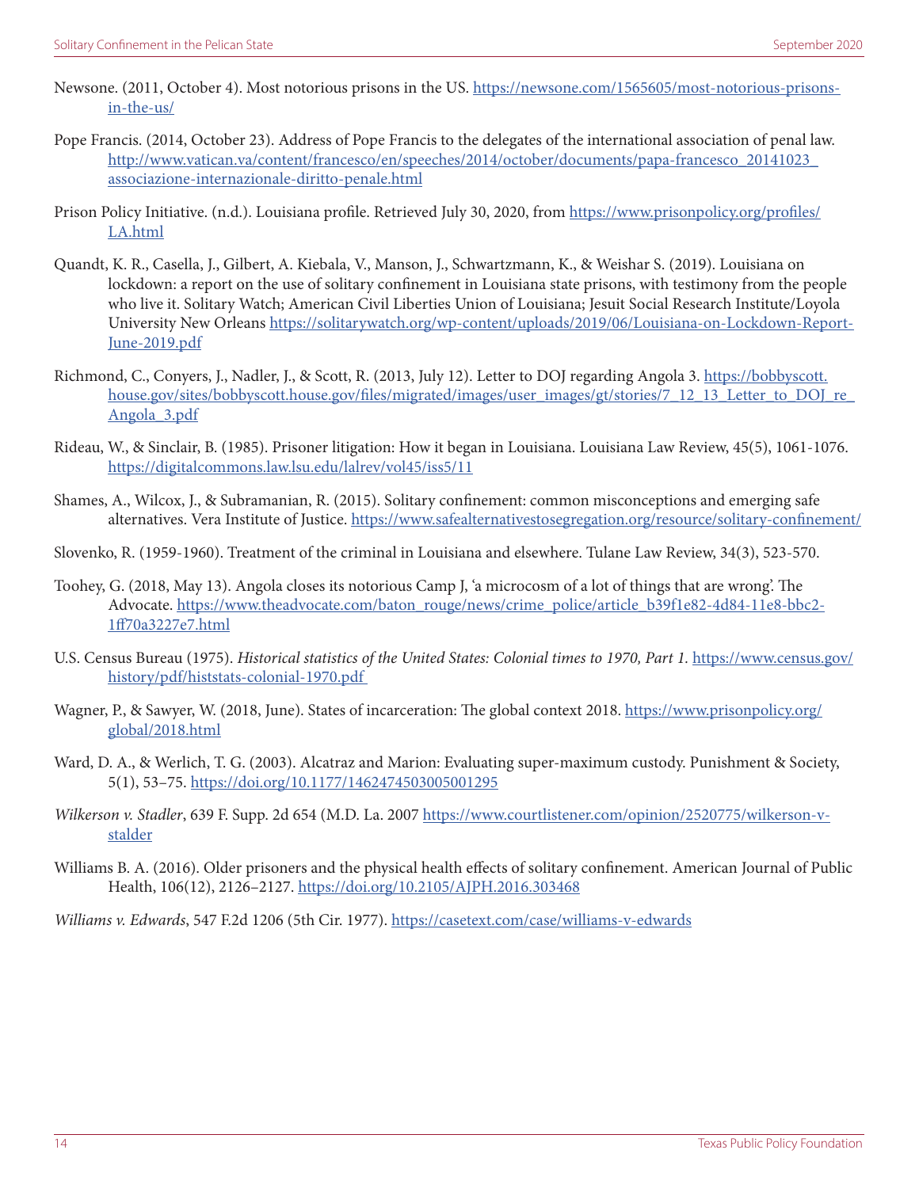Newsone. (2011, October 4). Most notorious prisons in the US. https://newsone.com/1565605/most-notorious-prisons-in-the-us/

Pope Francis. (2014, October 23). Address of Pope Francis to the delegates of the international association of penal law. http://www.vatican.va/content/francesco/en/speeches/2014/october/documents/papa-francesco_20141023_associazione-internazionale-diritto-penale.html

Prison Policy Initiative. (n.d.). Louisiana profile. Retrieved July 30, 2020, from https://www.prisonpolicy.org/profiles/LA.html

Quandt, K. R., Casella, J., Gilbert, A. Kiebala, V., Manson, J., Schwartzmann, K., & Weishar S. (2019). Louisiana on lockdown: a report on the use of solitary confinement in Louisiana state prisons, with testimony from the people who live it. Solitary Watch; American Civil Liberties Union of Louisiana; Jesuit Social Research Institute/Loyola University New Orleans https://solitarywatch.org/wp-content/uploads/2019/06/Louisiana-on-Lockdown-Report-June-2019.pdf

Richmond, C., Conyers, J., Nadler, J., & Scott, R. (2013, July 12). Letter to DOJ regarding Angola 3. https://bobbyscott.house.gov/sites/bobbyscott.house.gov/files/migrated/images/user_images/gt/stories/7_12_13_Letter_to_DOJ_re_Angola_3.pdf

Rideau, W., & Sinclair, B. (1985). Prisoner litigation: How it began in Louisiana. Louisiana Law Review, 45(5), 1061-1076. https://digitalcommons.law.lsu.edu/lalrev/vol45/iss5/11

Shames, A., Wilcox, J., & Subramanian, R. (2015). Solitary confinement: common misconceptions and emerging safe alternatives. Vera Institute of Justice. https://www.safealternativestosegregation.org/resource/solitary-confinement/

Slovenko, R. (1959-1960). Treatment of the criminal in Louisiana and elsewhere. Tulane Law Review, 34(3), 523-570.

Toohey, G. (2018, May 13). Angola closes its notorious Camp J, 'a microcosm of a lot of things that are wrong'. The Advocate. https://www.theadvocate.com/baton_rouge/news/crime_police/article_b39f1e82-4d84-11e8-bbc2-1ff70a3227e7.html

U.S. Census Bureau (1975). *Historical statistics of the United States: Colonial times to 1970, Part 1*. https://www.census.gov/history/pdf/histstats-colonial-1970.pdf

Wagner, P., & Sawyer, W. (2018, June). States of incarceration: The global context 2018. https://www.prisonpolicy.org/global/2018.html

Ward, D. A., & Werlich, T. G. (2003). Alcatraz and Marion: Evaluating super-maximum custody. Punishment & Society, 5(1), 53–75. https://doi.org/10.1177/1462474503005001295

*Wilkerson v. Stadler*, 639 F. Supp. 2d 654 (M.D. La. 2007 https://www.courtlistener.com/opinion/2520775/wilkerson-v-stalder

Williams B. A. (2016). Older prisoners and the physical health effects of solitary confinement. American Journal of Public Health, 106(12), 2126–2127. https://doi.org/10.2105/AJPH.2016.303468

*Williams v. Edwards*, 547 F.2d 1206 (5th Cir. 1977). https://casetext.com/case/williams-v-edwards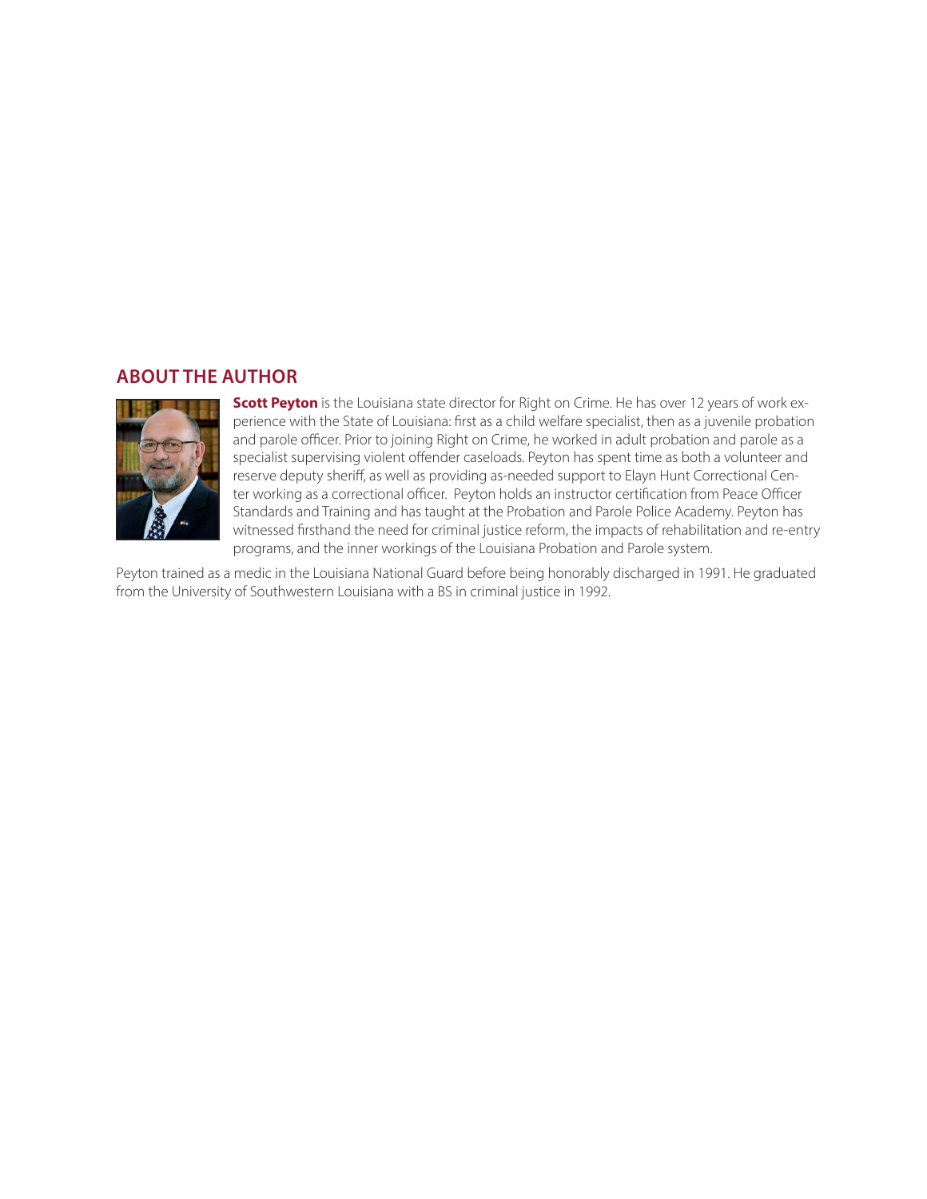## ABOUT THE AUTHOR

**Scott Peyton** is the Louisiana state director for Right on Crime. He has over 12 years of work experience with the State of Louisiana: first as a child welfare specialist, then as a juvenile probation and parole officer. Prior to joining Right on Crime, he worked in adult probation and parole as a specialist supervising violent offender caseloads. Peyton has spent time as both a volunteer and reserve deputy sheriff, as well as providing as-needed support to Elayn Hunt Correctional Center working as a correctional officer. Peyton holds an instructor certification from Peace Officer Standards and Training and has taught at the Probation and Parole Police Academy. Peyton has witnessed firsthand the need for criminal justice reform, the impacts of rehabilitation and re-entry programs, and the inner workings of the Louisiana Probation and Parole system.

Peyton trained as a medic in the Louisiana National Guard before being honorably discharged in 1991. He graduated from the University of Southwestern Louisiana with a BS in criminal justice in 1992.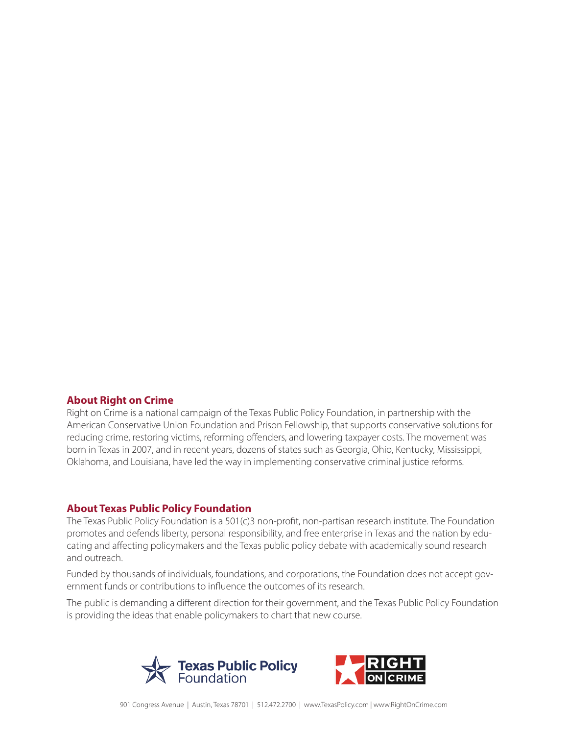## About Right on Crime

Right on Crime is a national campaign of the Texas Public Policy Foundation, in partnership with the American Conservative Union Foundation and Prison Fellowship, that supports conservative solutions for reducing crime, restoring victims, reforming offenders, and lowering taxpayer costs. The movement was born in Texas in 2007, and in recent years, dozens of states such as Georgia, Ohio, Kentucky, Mississippi, Oklahoma, and Louisiana, have led the way in implementing conservative criminal justice reforms.

## About Texas Public Policy Foundation

The Texas Public Policy Foundation is a 501(c)3 non-profit, non-partisan research institute. The Foundation promotes and defends liberty, personal responsibility, and free enterprise in Texas and the nation by educating and affecting policymakers and the Texas public policy debate with academically sound research and outreach.

Funded by thousands of individuals, foundations, and corporations, the Foundation does not accept government funds or contributions to influence the outcomes of its research.

The public is demanding a different direction for their government, and the Texas Public Policy Foundation is providing the ideas that enable policymakers to chart that new course.

Texas Public Policy Foundation

RIGHT ON CRIME

901 Congress Avenue | Austin, Texas 78701 | 512.472.2700 | www.TexasPolicy.com | www.RightOnCrime.com